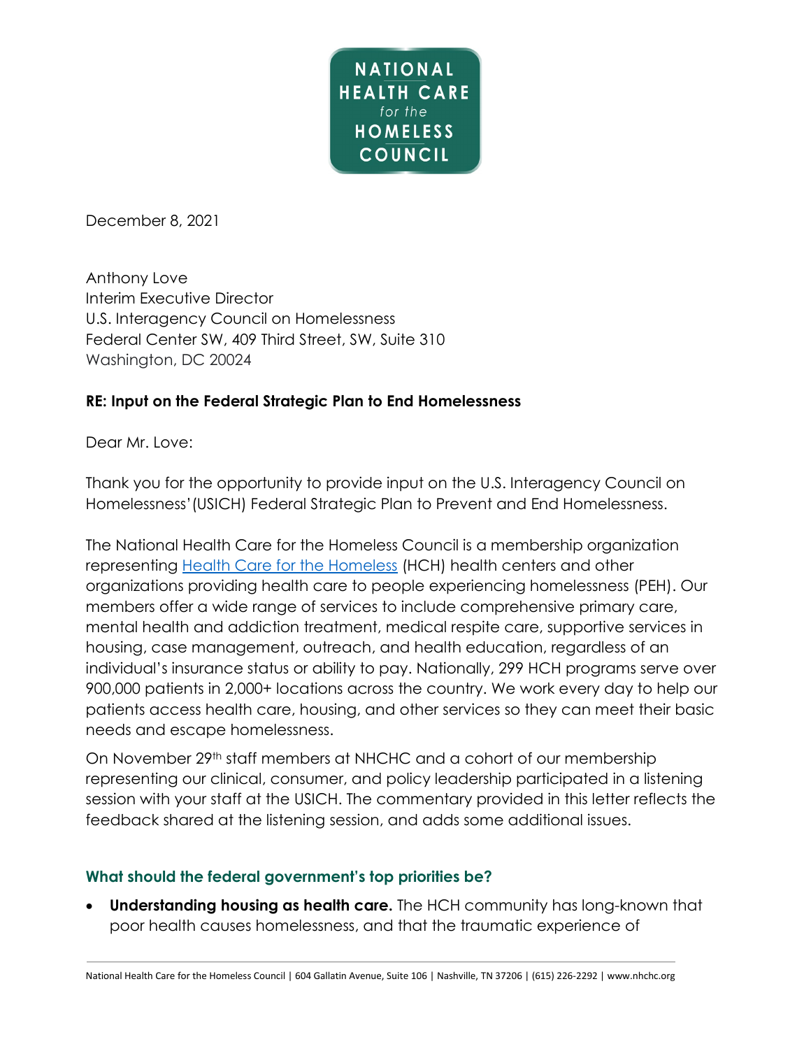NATIONAL HEALTH CARE *for the* HOMELESS COUNCIL

December 8, 2021

Anthony Love
Interim Executive Director
U.S. Interagency Council on Homelessness
Federal Center SW, 409 Third Street, SW, Suite 310
Washington, DC 20024

**RE: Input on the Federal Strategic Plan to End Homelessness**

Dear Mr. Love:

Thank you for the opportunity to provide input on the U.S. Interagency Council on Homelessness' (USICH) Federal Strategic Plan to Prevent and End Homelessness.

The National Health Care for the Homeless Council is a membership organization representing [Health Care for the Homeless](#) (HCH) health centers and other organizations providing health care to people experiencing homelessness (PEH). Our members offer a wide range of services to include comprehensive primary care, mental health and addiction treatment, medical respite care, supportive services in housing, case management, outreach, and health education, regardless of an individual's insurance status or ability to pay. Nationally, 299 HCH programs serve over 900,000 patients in 2,000+ locations across the country. We work every day to help our patients access health care, housing, and other services so they can meet their basic needs and escape homelessness.

On November 29th staff members at NHCHC and a cohort of our membership representing our clinical, consumer, and policy leadership participated in a listening session with your staff at the USICH. The commentary provided in this letter reflects the feedback shared at the listening session, and adds some additional issues.

### What should the federal government's top priorities be?

- **Understanding housing as health care.** The HCH community has long-known that poor health causes homelessness, and that the traumatic experience of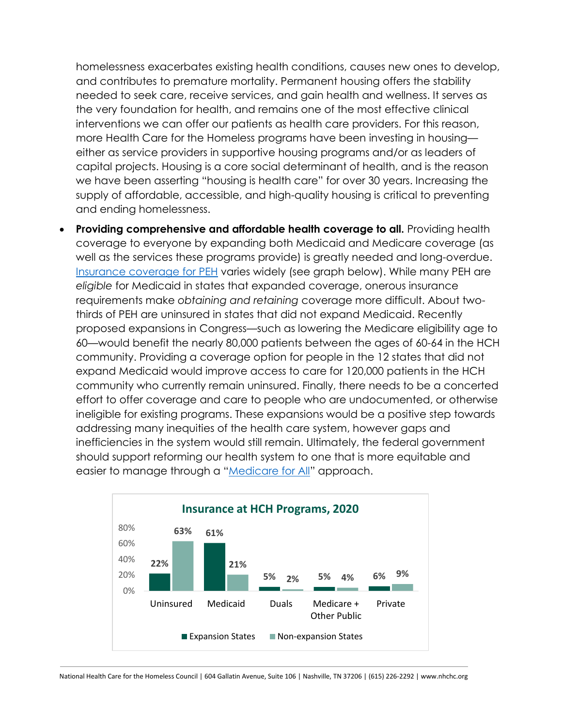homelessness exacerbates existing health conditions, causes new ones to develop, and contributes to premature mortality. Permanent housing offers the stability needed to seek care, receive services, and gain health and wellness. It serves as the very foundation for health, and remains one of the most effective clinical interventions we can offer our patients as health care providers. For this reason, more Health Care for the Homeless programs have been investing in housing—either as service providers in supportive housing programs and/or as leaders of capital projects. Housing is a core social determinant of health, and is the reason we have been asserting "housing is health care" for over 30 years. Increasing the supply of affordable, accessible, and high-quality housing is critical to preventing and ending homelessness.

- **Providing comprehensive and affordable health coverage to all.** Providing health coverage to everyone by expanding both Medicaid and Medicare coverage (as well as the services these programs provide) is greatly needed and long-overdue. Insurance coverage for PEH varies widely (see graph below). While many PEH are *eligible* for Medicaid in states that expanded coverage, onerous insurance requirements make *obtaining and retaining* coverage more difficult. About two-thirds of PEH are uninsured in states that did not expand Medicaid. Recently proposed expansions in Congress—such as lowering the Medicare eligibility age to 60—would benefit the nearly 80,000 patients between the ages of 60-64 in the HCH community. Providing a coverage option for people in the 12 states that did not expand Medicaid would improve access to care for 120,000 patients in the HCH community who currently remain uninsured. Finally, there needs to be a concerted effort to offer coverage and care to people who are undocumented, or otherwise ineligible for existing programs. These expansions would be a positive step towards addressing many inequities of the health care system, however gaps and inefficiencies in the system would still remain. Ultimately, the federal government should support reforming our health system to one that is more equitable and easier to manage through a "Medicare for All" approach.

**Insurance at HCH Programs, 2020**

| | Uninsured | Medicaid | Duals | Medicare + Other Public | Private |
|---|---|---|---|---|---|
| Expansion States | 22% | 61% | 5% | 5% | 6% |
| Non-expansion States | 63% | 21% | 2% | 4% | 9% |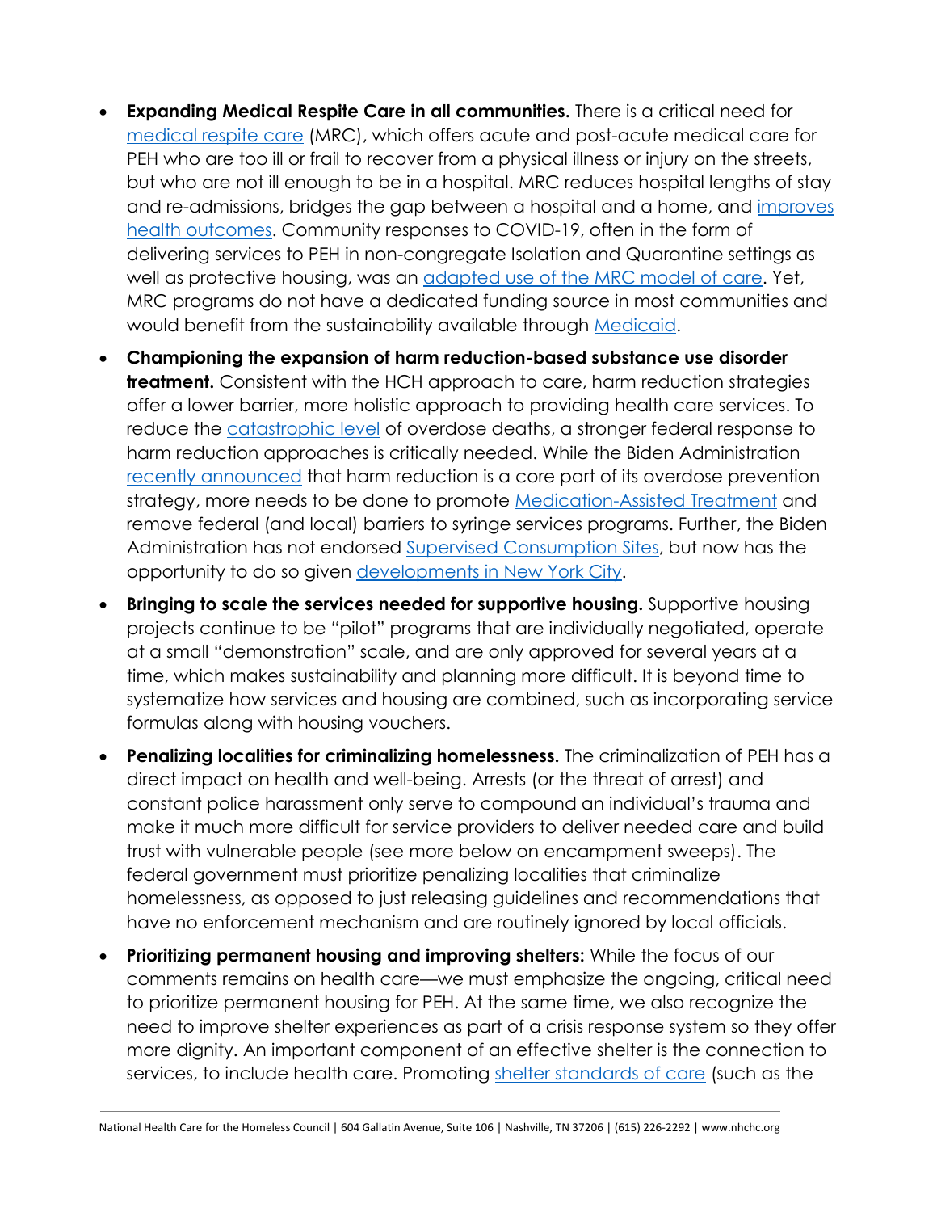- **Expanding Medical Respite Care in all communities.** There is a critical need for medical respite care (MRC), which offers acute and post-acute medical care for PEH who are too ill or frail to recover from a physical illness or injury on the streets, but who are not ill enough to be in a hospital. MRC reduces hospital lengths of stay and re-admissions, bridges the gap between a hospital and a home, and improves health outcomes. Community responses to COVID-19, often in the form of delivering services to PEH in non-congregate Isolation and Quarantine settings as well as protective housing, was an adapted use of the MRC model of care. Yet, MRC programs do not have a dedicated funding source in most communities and would benefit from the sustainability available through Medicaid.
- **Championing the expansion of harm reduction-based substance use disorder treatment.** Consistent with the HCH approach to care, harm reduction strategies offer a lower barrier, more holistic approach to providing health care services. To reduce the catastrophic level of overdose deaths, a stronger federal response to harm reduction approaches is critically needed. While the Biden Administration recently announced that harm reduction is a core part of its overdose prevention strategy, more needs to be done to promote Medication-Assisted Treatment and remove federal (and local) barriers to syringe services programs. Further, the Biden Administration has not endorsed Supervised Consumption Sites, but now has the opportunity to do so given developments in New York City.
- **Bringing to scale the services needed for supportive housing.** Supportive housing projects continue to be "pilot" programs that are individually negotiated, operate at a small "demonstration" scale, and are only approved for several years at a time, which makes sustainability and planning more difficult. It is beyond time to systematize how services and housing are combined, such as incorporating service formulas along with housing vouchers.
- **Penalizing localities for criminalizing homelessness.** The criminalization of PEH has a direct impact on health and well-being. Arrests (or the threat of arrest) and constant police harassment only serve to compound an individual's trauma and make it much more difficult for service providers to deliver needed care and build trust with vulnerable people (see more below on encampment sweeps). The federal government must prioritize penalizing localities that criminalize homelessness, as opposed to just releasing guidelines and recommendations that have no enforcement mechanism and are routinely ignored by local officials.
- **Prioritizing permanent housing and improving shelters:** While the focus of our comments remains on health care—we must emphasize the ongoing, critical need to prioritize permanent housing for PEH. At the same time, we also recognize the need to improve shelter experiences as part of a crisis response system so they offer more dignity. An important component of an effective shelter is the connection to services, to include health care. Promoting shelter standards of care (such as the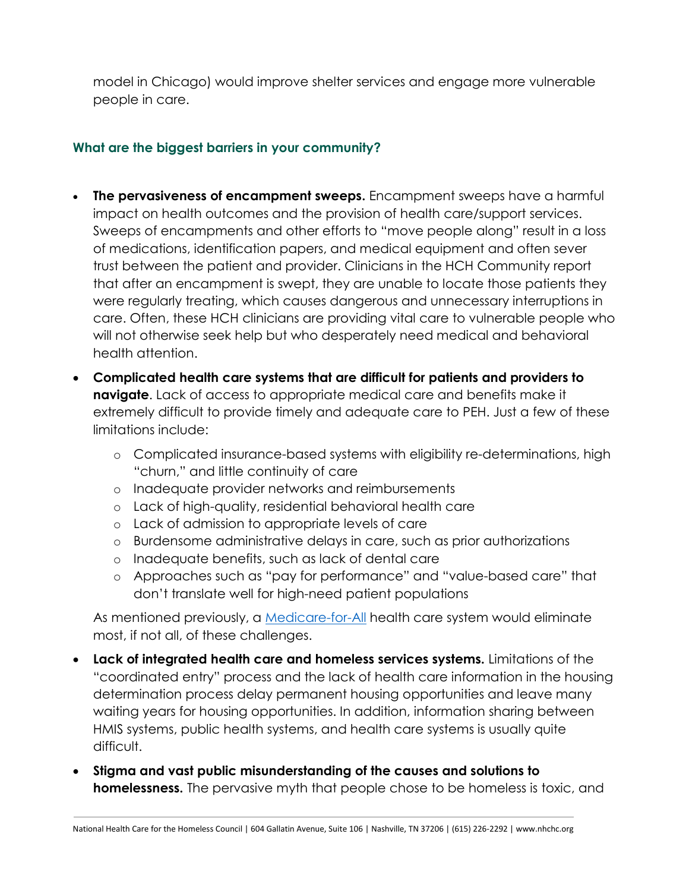model in Chicago) would improve shelter services and engage more vulnerable people in care.

### What are the biggest barriers in your community?

- **The pervasiveness of encampment sweeps.** Encampment sweeps have a harmful impact on health outcomes and the provision of health care/support services. Sweeps of encampments and other efforts to "move people along" result in a loss of medications, identification papers, and medical equipment and often sever trust between the patient and provider. Clinicians in the HCH Community report that after an encampment is swept, they are unable to locate those patients they were regularly treating, which causes dangerous and unnecessary interruptions in care. Often, these HCH clinicians are providing vital care to vulnerable people who will not otherwise seek help but who desperately need medical and behavioral health attention.
- **Complicated health care systems that are difficult for patients and providers to navigate**. Lack of access to appropriate medical care and benefits make it extremely difficult to provide timely and adequate care to PEH. Just a few of these limitations include:
  - Complicated insurance-based systems with eligibility re-determinations, high "churn," and little continuity of care
  - Inadequate provider networks and reimbursements
  - Lack of high-quality, residential behavioral health care
  - Lack of admission to appropriate levels of care
  - Burdensome administrative delays in care, such as prior authorizations
  - Inadequate benefits, such as lack of dental care
  - Approaches such as "pay for performance" and "value-based care" that don't translate well for high-need patient populations

  As mentioned previously, a Medicare-for-All health care system would eliminate most, if not all, of these challenges.
- **Lack of integrated health care and homeless services systems.** Limitations of the "coordinated entry" process and the lack of health care information in the housing determination process delay permanent housing opportunities and leave many waiting years for housing opportunities. In addition, information sharing between HMIS systems, public health systems, and health care systems is usually quite difficult.
- **Stigma and vast public misunderstanding of the causes and solutions to homelessness.** The pervasive myth that people chose to be homeless is toxic, and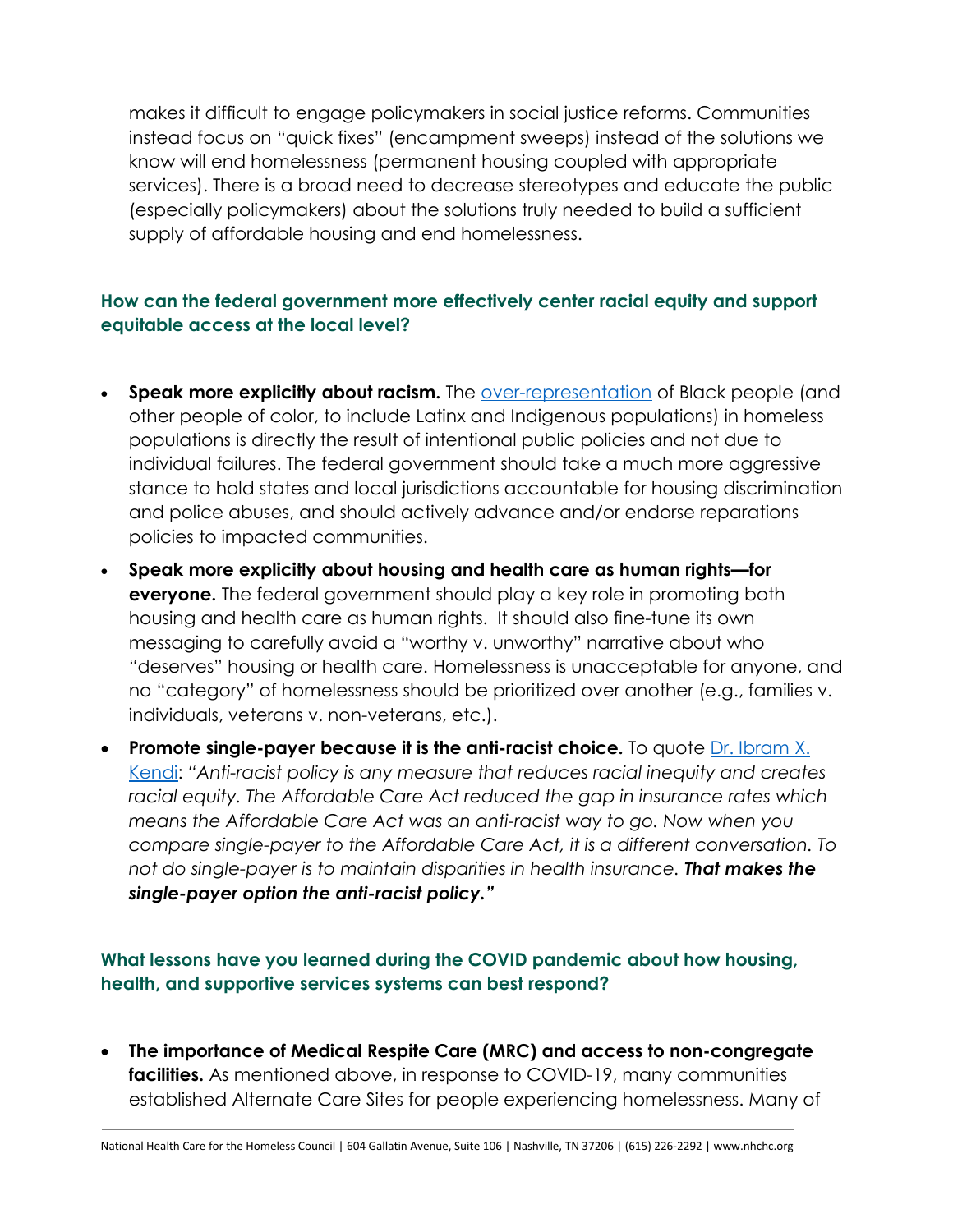makes it difficult to engage policymakers in social justice reforms. Communities instead focus on "quick fixes" (encampment sweeps) instead of the solutions we know will end homelessness (permanent housing coupled with appropriate services). There is a broad need to decrease stereotypes and educate the public (especially policymakers) about the solutions truly needed to build a sufficient supply of affordable housing and end homelessness.

### How can the federal government more effectively center racial equity and support equitable access at the local level?

- **Speak more explicitly about racism.** The over-representation of Black people (and other people of color, to include Latinx and Indigenous populations) in homeless populations is directly the result of intentional public policies and not due to individual failures. The federal government should take a much more aggressive stance to hold states and local jurisdictions accountable for housing discrimination and police abuses, and should actively advance and/or endorse reparations policies to impacted communities.
- **Speak more explicitly about housing and health care as human rights—for everyone.** The federal government should play a key role in promoting both housing and health care as human rights. It should also fine-tune its own messaging to carefully avoid a "worthy v. unworthy" narrative about who "deserves" housing or health care. Homelessness is unacceptable for anyone, and no "category" of homelessness should be prioritized over another (e.g., families v. individuals, veterans v. non-veterans, etc.).
- **Promote single-payer because it is the anti-racist choice.** To quote Dr. Ibram X. Kendi: *"Anti-racist policy is any measure that reduces racial inequity and creates racial equity. The Affordable Care Act reduced the gap in insurance rates which means the Affordable Care Act was an anti-racist way to go. Now when you compare single-payer to the Affordable Care Act, it is a different conversation. To not do single-payer is to maintain disparities in health insurance.* ***That makes the single-payer option the anti-racist policy."***

### What lessons have you learned during the COVID pandemic about how housing, health, and supportive services systems can best respond?

- **The importance of Medical Respite Care (MRC) and access to non-congregate facilities.** As mentioned above, in response to COVID-19, many communities established Alternate Care Sites for people experiencing homelessness. Many of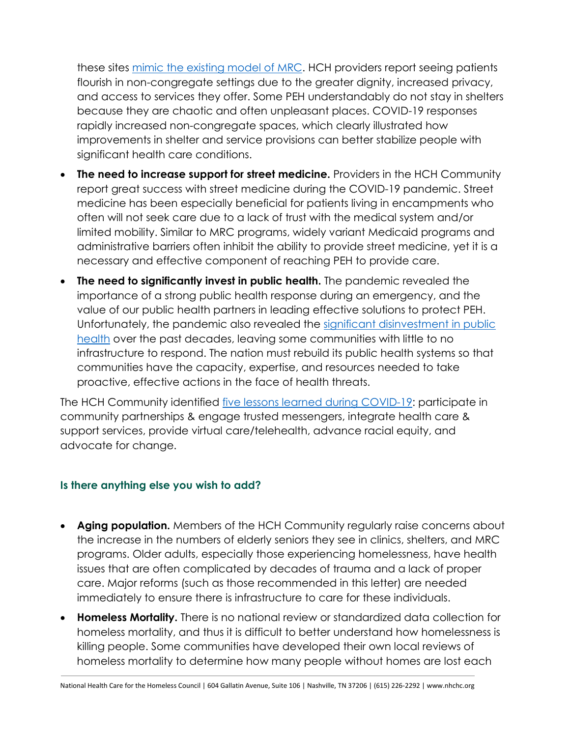these sites [mimic the existing model of MRC](). HCH providers report seeing patients flourish in non-congregate settings due to the greater dignity, increased privacy, and access to services they offer. Some PEH understandably do not stay in shelters because they are chaotic and often unpleasant places. COVID-19 responses rapidly increased non-congregate spaces, which clearly illustrated how improvements in shelter and service provisions can better stabilize people with significant health care conditions.

- **The need to increase support for street medicine.** Providers in the HCH Community report great success with street medicine during the COVID-19 pandemic. Street medicine has been especially beneficial for patients living in encampments who often will not seek care due to a lack of trust with the medical system and/or limited mobility. Similar to MRC programs, widely variant Medicaid programs and administrative barriers often inhibit the ability to provide street medicine, yet it is a necessary and effective component of reaching PEH to provide care.
- **The need to significantly invest in public health.** The pandemic revealed the importance of a strong public health response during an emergency, and the value of our public health partners in leading effective solutions to protect PEH. Unfortunately, the pandemic also revealed the [significant disinvestment in public health]() over the past decades, leaving some communities with little to no infrastructure to respond. The nation must rebuild its public health systems so that communities have the capacity, expertise, and resources needed to take proactive, effective actions in the face of health threats.

The HCH Community identified [five lessons learned during COVID-19](): participate in community partnerships & engage trusted messengers, integrate health care & support services, provide virtual care/telehealth, advance racial equity, and advocate for change.

### Is there anything else you wish to add?

- **Aging population.** Members of the HCH Community regularly raise concerns about the increase in the numbers of elderly seniors they see in clinics, shelters, and MRC programs. Older adults, especially those experiencing homelessness, have health issues that are often complicated by decades of trauma and a lack of proper care. Major reforms (such as those recommended in this letter) are needed immediately to ensure there is infrastructure to care for these individuals.
- **Homeless Mortality.** There is no national review or standardized data collection for homeless mortality, and thus it is difficult to better understand how homelessness is killing people. Some communities have developed their own local reviews of homeless mortality to determine how many people without homes are lost each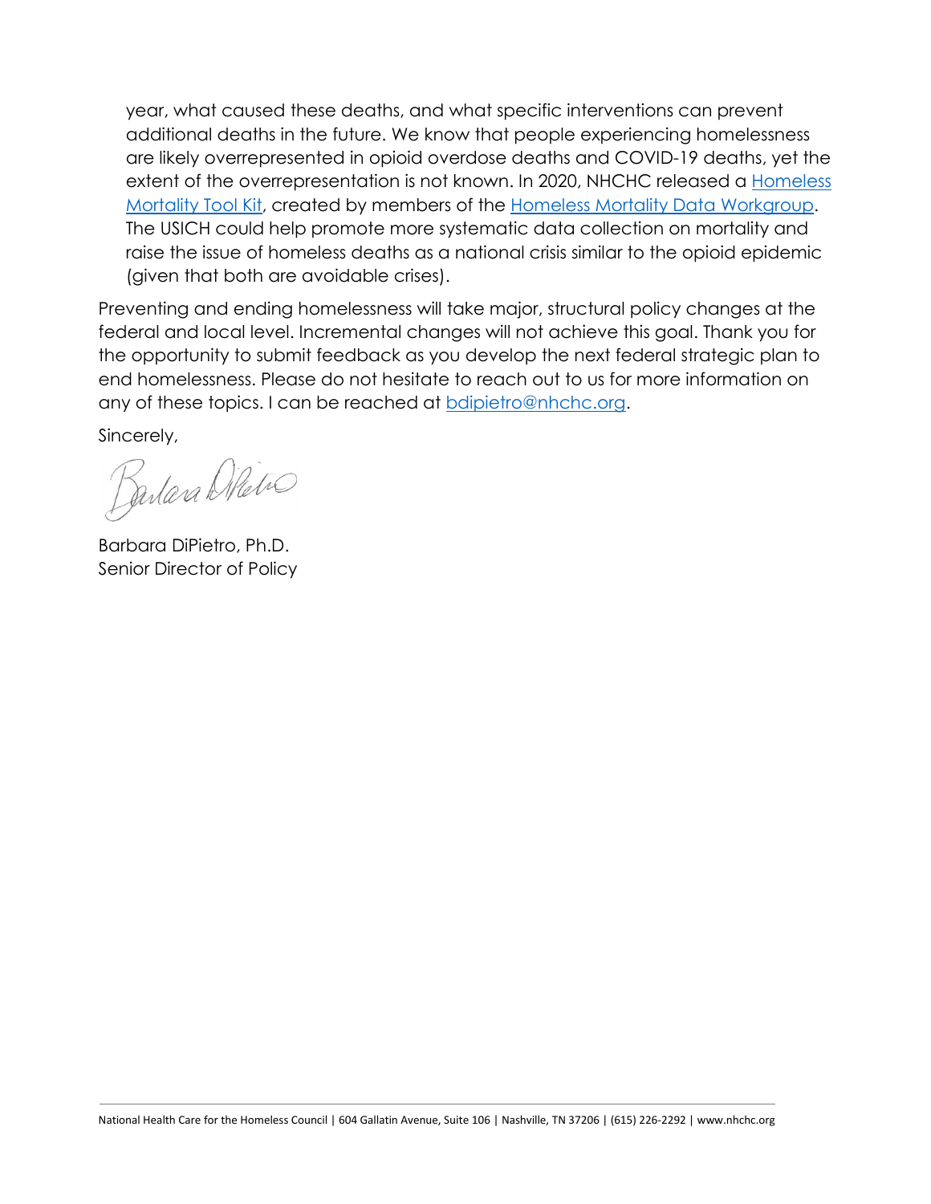year, what caused these deaths, and what specific interventions can prevent additional deaths in the future. We know that people experiencing homelessness are likely overrepresented in opioid overdose deaths and COVID-19 deaths, yet the extent of the overrepresentation is not known. In 2020, NHCHC released a Homeless Mortality Tool Kit, created by members of the Homeless Mortality Data Workgroup. The USICH could help promote more systematic data collection on mortality and raise the issue of homeless deaths as a national crisis similar to the opioid epidemic (given that both are avoidable crises).

Preventing and ending homelessness will take major, structural policy changes at the federal and local level. Incremental changes will not achieve this goal. Thank you for the opportunity to submit feedback as you develop the next federal strategic plan to end homelessness. Please do not hesitate to reach out to us for more information on any of these topics. I can be reached at bdipietro@nhchc.org.

Sincerely,

Barbara DiPietro

Barbara DiPietro, Ph.D.
Senior Director of Policy